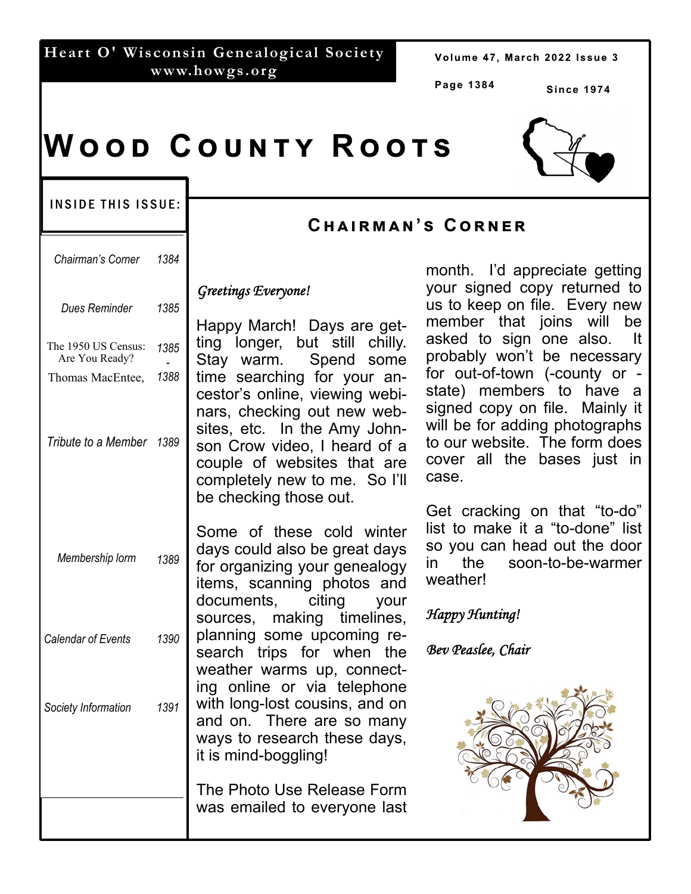**Heart O' Wisconsin Genealogical Society**
**www.howgs.org**

Volume 47, March 2022 Issue 3

Since 1974

# Wood County Roots

**INSIDE THIS ISSUE:**

| | |
|---|---|
| *Chairman's Corner* | *1384* |
| *Dues Reminder* | *1385* |
| The 1950 US Census: Are You Ready? Thomas MacEntee, | *1385 - 1388* |
| *Tribute to a Member* | *1389* |
| *Membership lorm* | *1389* |
| *Calendar of Events* | *1390* |
| *Society Information* | *1391* |

## Chairman's Corner

*Greetings Everyone!*

Happy March! Days are getting longer, but still chilly. Stay warm. Spend some time searching for your ancestor's online, viewing webinars, checking out new websites, etc. In the Amy Johnson Crow video, I heard of a couple of websites that are completely new to me. So I'll be checking those out.

Some of these cold winter days could also be great days for organizing your genealogy items, scanning photos and documents, citing your sources, making timelines, planning some upcoming research trips for when the weather warms up, connecting online or via telephone with long-lost cousins, and on and on. There are so many ways to research these days, it is mind-boggling!

The Photo Use Release Form was emailed to everyone last month. I'd appreciate getting your signed copy returned to us to keep on file. Every new member that joins will be asked to sign one also. It probably won't be necessary for out-of-town (-county or -state) members to have a signed copy on file. Mainly it will be for adding photographs to our website. The form does cover all the bases just in case.

Get cracking on that "to-do" list to make it a "to-done" list so you can head out the door in the soon-to-be-warmer weather!

*Happy Hunting!*

*Bev Peaslee, Chair*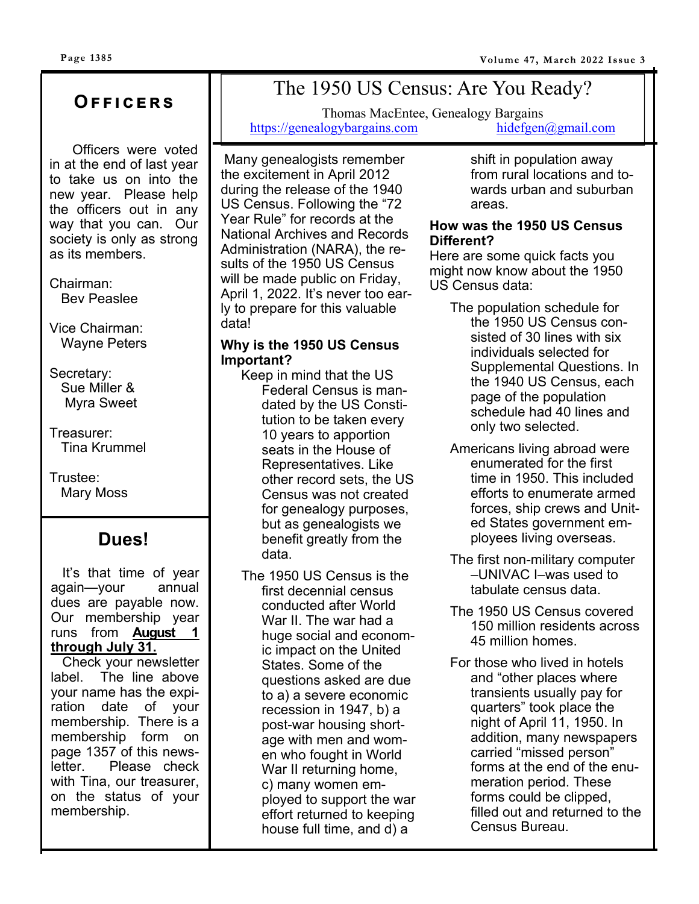## Officers

Officers were voted in at the end of last year to take us on into the new year. Please help the officers out in any way that you can. Our society is only as strong as its members.

Chairman:
Bev Peaslee

Vice Chairman:
Wayne Peters

Secretary:
Sue Miller &
Myra Sweet

Treasurer:
Tina Krummel

Trustee:
Mary Moss

## Dues!

It's that time of year again—your annual dues are payable now. Our membership year runs from **August 1 through July 31.**

Check your newsletter label. The line above your name has the expiration date of your membership. There is a membership form on page 1357 of this newsletter. Please check with Tina, our treasurer, on the status of your membership.

# The 1950 US Census: Are You Ready?

Thomas MacEntee, Genealogy Bargains
https://genealogybargains.com hidefgen@gmail.com

Many genealogists remember the excitement in April 2012 during the release of the 1940 US Census. Following the "72 Year Rule" for records at the National Archives and Records Administration (NARA), the results of the 1950 US Census will be made public on Friday, April 1, 2022. It's never too early to prepare for this valuable data!

**Why is the 1950 US Census Important?**

- Keep in mind that the US Federal Census is mandated by the US Constitution to be taken every 10 years to apportion seats in the House of Representatives. Like other record sets, the US Census was not created for genealogy purposes, but as genealogists we benefit greatly from the data.
- The 1950 US Census is the first decennial census conducted after World War II. The war had a huge social and economic impact on the United States. Some of the questions asked are due to a) a severe economic recession in 1947, b) a post-war housing shortage with men and women who fought in World War II returning home, c) many women employed to support the war effort returned to keeping house full time, and d) a shift in population away from rural locations and towards urban and suburban areas.

**How was the 1950 US Census Different?**

Here are some quick facts you might now know about the 1950 US Census data:

- The population schedule for the 1950 US Census consisted of 30 lines with six individuals selected for Supplemental Questions. In the 1940 US Census, each page of the population schedule had 40 lines and only two selected.
- Americans living abroad were enumerated for the first time in 1950. This included efforts to enumerate armed forces, ship crews and United States government employees living overseas.
- The first non-military computer –UNIVAC I–was used to tabulate census data.
- The 1950 US Census covered 150 million residents across 45 million homes.
- For those who lived in hotels and "other places where transients usually pay for quarters" took place the night of April 11, 1950. In addition, many newspapers carried "missed person" forms at the end of the enumeration period. These forms could be clipped, filled out and returned to the Census Bureau.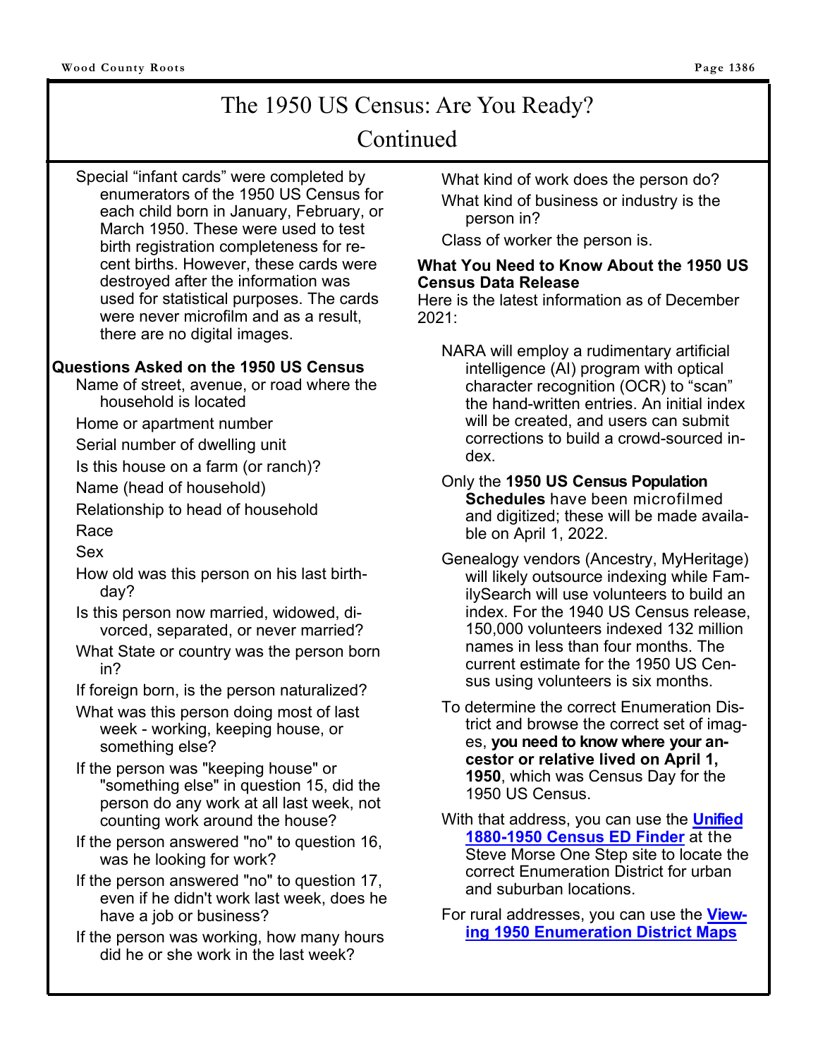# The 1950 US Census: Are You Ready? Continued

Special "infant cards" were completed by enumerators of the 1950 US Census for each child born in January, February, or March 1950. These were used to test birth registration completeness for recent births. However, these cards were destroyed after the information was used for statistical purposes. The cards were never microfilm and as a result, there are no digital images.

**Questions Asked on the 1950 US Census**

- Name of street, avenue, or road where the household is located
- Home or apartment number
- Serial number of dwelling unit
- Is this house on a farm (or ranch)?
- Name (head of household)
- Relationship to head of household
- Race
- Sex
- How old was this person on his last birthday?
- Is this person now married, widowed, divorced, separated, or never married?
- What State or country was the person born in?
- If foreign born, is the person naturalized?
- What was this person doing most of last week - working, keeping house, or something else?
- If the person was "keeping house" or "something else" in question 15, did the person do any work at all last week, not counting work around the house?
- If the person answered "no" to question 16, was he looking for work?
- If the person answered "no" to question 17, even if he didn't work last week, does he have a job or business?
- If the person was working, how many hours did he or she work in the last week?
- What kind of work does the person do?
- What kind of business or industry is the person in?
- Class of worker the person is.

**What You Need to Know About the 1950 US Census Data Release**

Here is the latest information as of December 2021:

- NARA will employ a rudimentary artificial intelligence (AI) program with optical character recognition (OCR) to "scan" the hand-written entries. An initial index will be created, and users can submit corrections to build a crowd-sourced index.
- Only the **1950 US Census Population Schedules** have been microfilmed and digitized; these will be made available on April 1, 2022.
- Genealogy vendors (Ancestry, MyHeritage) will likely outsource indexing while FamilySearch will use volunteers to build an index. For the 1940 US Census release, 150,000 volunteers indexed 132 million names in less than four months. The current estimate for the 1950 US Census using volunteers is six months.
- To determine the correct Enumeration District and browse the correct set of images, **you need to know where your ancestor or relative lived on April 1, 1950**, which was Census Day for the 1950 US Census.
- With that address, you can use the **Unified 1880-1950 Census ED Finder** at the Steve Morse One Step site to locate the correct Enumeration District for urban and suburban locations.
- For rural addresses, you can use the **Viewing 1950 Enumeration District Maps**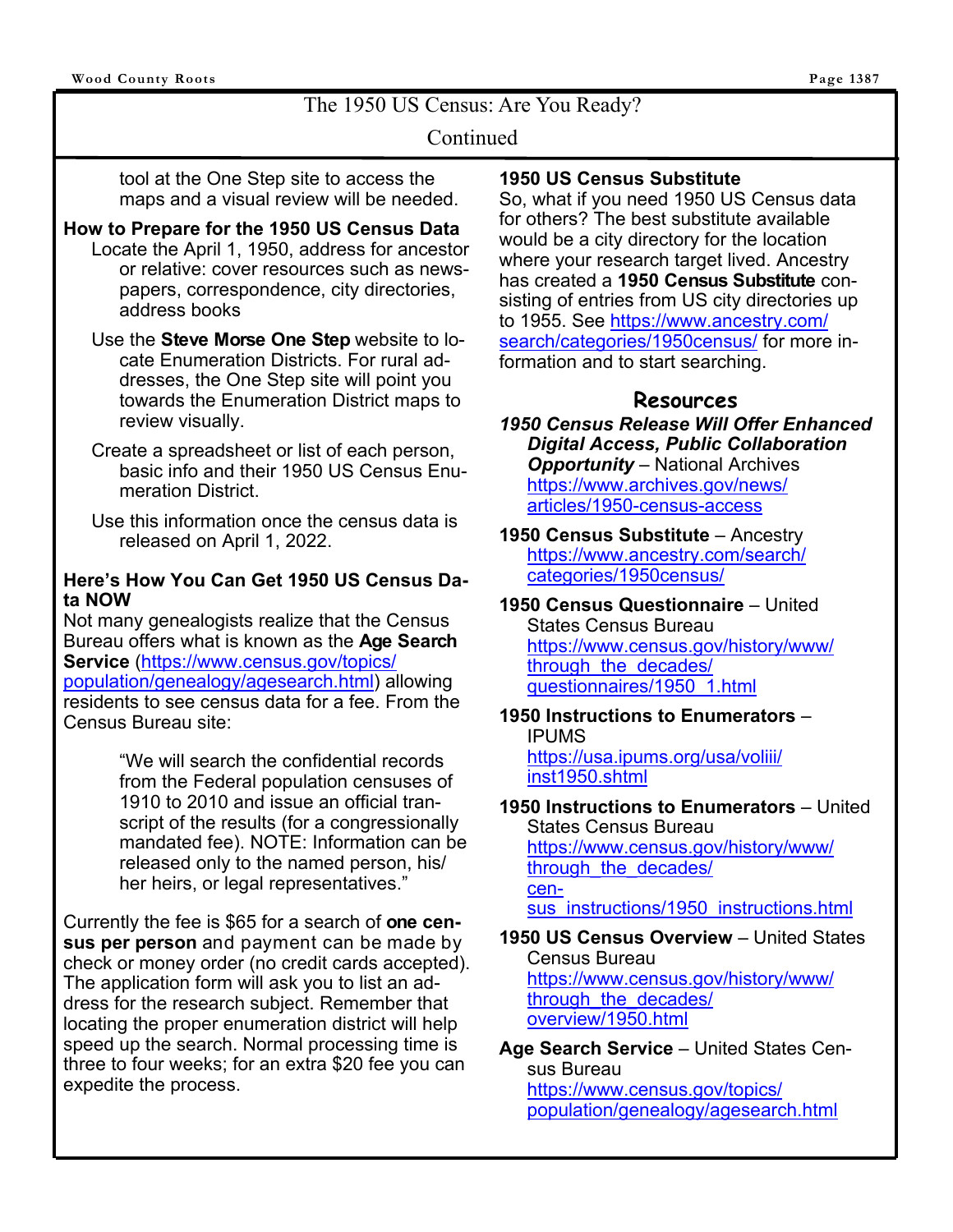## The 1950 US Census: Are You Ready?

Continued

tool at the One Step site to access the maps and a visual review will be needed.

### How to Prepare for the 1950 US Census Data

Locate the April 1, 1950, address for ancestor or relative: cover resources such as newspapers, correspondence, city directories, address books

Use the **Steve Morse One Step** website to locate Enumeration Districts. For rural addresses, the One Step site will point you towards the Enumeration District maps to review visually.

Create a spreadsheet or list of each person, basic info and their 1950 US Census Enumeration District.

Use this information once the census data is released on April 1, 2022.

### Here's How You Can Get 1950 US Census Data NOW

Not many genealogists realize that the Census Bureau offers what is known as the **Age Search Service** (https://www.census.gov/topics/population/genealogy/agesearch.html) allowing residents to see census data for a fee. From the Census Bureau site:

> "We will search the confidential records from the Federal population censuses of 1910 to 2010 and issue an official transcript of the results (for a congressionally mandated fee). NOTE: Information can be released only to the named person, his/her heirs, or legal representatives."

Currently the fee is $65 for a search of **one census per person** and payment can be made by check or money order (no credit cards accepted). The application form will ask you to list an address for the research subject. Remember that locating the proper enumeration district will help speed up the search. Normal processing time is three to four weeks; for an extra $20 fee you can expedite the process.

### 1950 US Census Substitute

So, what if you need 1950 US Census data for others? The best substitute available would be a city directory for the location where your research target lived. Ancestry has created a **1950 Census Substitute** consisting of entries from US city directories up to 1955. See https://www.ancestry.com/search/categories/1950census/ for more information and to start searching.

### Resources

***1950 Census Release Will Offer Enhanced Digital Access, Public Collaboration Opportunity*** – National Archives https://www.archives.gov/news/articles/1950-census-access

**1950 Census Substitute** – Ancestry https://www.ancestry.com/search/categories/1950census/

**1950 Census Questionnaire** – United States Census Bureau https://www.census.gov/history/www/through_the_decades/questionnaires/1950_1.html

**1950 Instructions to Enumerators** – IPUMS https://usa.ipums.org/usa/voliii/inst1950.shtml

**1950 Instructions to Enumerators** – United States Census Bureau https://www.census.gov/history/www/through_the_decades/census_instructions/1950_instructions.html

**1950 US Census Overview** – United States Census Bureau https://www.census.gov/history/www/through_the_decades/overview/1950.html

**Age Search Service** – United States Census Bureau https://www.census.gov/topics/population/genealogy/agesearch.html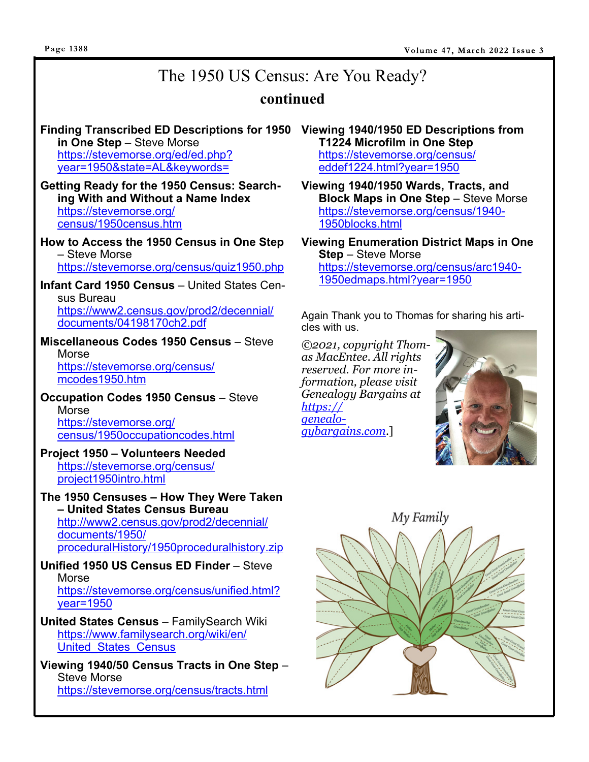# The 1950 US Census: Are You Ready?

## continued

**Finding Transcribed ED Descriptions for 1950 in One Step** – Steve Morse
https://stevemorse.org/ed/ed.php?year=1950&state=AL&keywords=

**Getting Ready for the 1950 Census: Searching With and Without a Name Index**
https://stevemorse.org/census/1950census.htm

**How to Access the 1950 Census in One Step** – Steve Morse
https://stevemorse.org/census/quiz1950.php

**Infant Card 1950 Census** – United States Census Bureau
https://www2.census.gov/prod2/decennial/documents/04198170ch2.pdf

**Miscellaneous Codes 1950 Census** – Steve Morse
https://stevemorse.org/census/mcodes1950.htm

**Occupation Codes 1950 Census** – Steve Morse
https://stevemorse.org/census/1950occupationcodes.html

**Project 1950 – Volunteers Needed**
https://stevemorse.org/census/project1950intro.html

**The 1950 Censuses – How They Were Taken – United States Census Bureau**
http://www2.census.gov/prod2/decennial/documents/1950/proceduralHistory/1950proceduralhistory.zip

**Unified 1950 US Census ED Finder** – Steve Morse
https://stevemorse.org/census/unified.html?year=1950

**United States Census** – FamilySearch Wiki
https://www.familysearch.org/wiki/en/United_States_Census

**Viewing 1940/50 Census Tracts in One Step** – Steve Morse
https://stevemorse.org/census/tracts.html

**Viewing 1940/1950 ED Descriptions from T1224 Microfilm in One Step**
https://stevemorse.org/census/eddef1224.html?year=1950

**Viewing 1940/1950 Wards, Tracts, and Block Maps in One Step** – Steve Morse
https://stevemorse.org/census/1940-1950blocks.html

**Viewing Enumeration District Maps in One Step** – Steve Morse
https://stevemorse.org/census/arc1940-1950edmaps.html?year=1950

Again Thank you to Thomas for sharing his articles with us.

*©2021, copyright Thomas MacEntee. All rights reserved. For more information, please visit Genealogy Bargains at https://genealogybargains.com.*]

My Family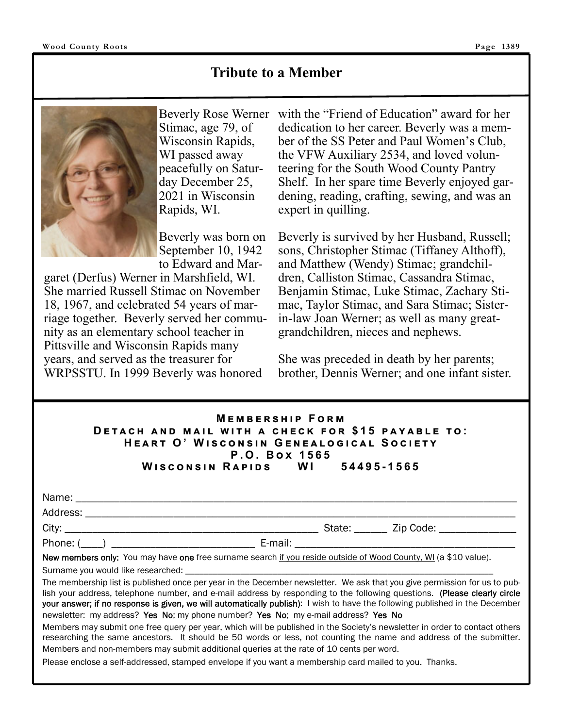## Tribute to a Member

Beverly Rose Werner Stimac, age 79, of Wisconsin Rapids, WI passed away peacefully on Saturday December 25, 2021 in Wisconsin Rapids, WI.

Beverly was born on September 10, 1942 to Edward and Margaret (Derfus) Werner in Marshfield, WI. She married Russell Stimac on November 18, 1967, and celebrated 54 years of marriage together. Beverly served her community as an elementary school teacher in Pittsville and Wisconsin Rapids many years, and served as the treasurer for WRPSSTU. In 1999 Beverly was honored with the "Friend of Education" award for her dedication to her career. Beverly was a member of the SS Peter and Paul Women's Club, the VFW Auxiliary 2534, and loved volunteering for the South Wood County Pantry Shelf. In her spare time Beverly enjoyed gardening, reading, crafting, sewing, and was an expert in quilling.

Beverly is survived by her Husband, Russell; sons, Christopher Stimac (Tiffaney Althoff), and Matthew (Wendy) Stimac; grandchildren, Calliston Stimac, Cassandra Stimac, Benjamin Stimac, Luke Stimac, Zachary Stimac, Taylor Stimac, and Sara Stimac; Sister-in-law Joan Werner; as well as many great-grandchildren, nieces and nephews.

She was preceded in death by her parents; brother, Dennis Werner; and one infant sister.

---

**MEMBERSHIP FORM**
**DETACH AND MAIL WITH A CHECK FOR $15 PAYABLE TO:**
**HEART O' WISCONSIN GENEALOGICAL SOCIETY**
**P.O. BOX 1565**
**WISCONSIN RAPIDS WI 54495-1565**

Name: ____________________________________________

Address: ____________________________________________

City: ______________________________ State: ______ Zip Code: ______________

Phone: (____) ________________________ E-mail: ______________________________

**New members only:** You may have **one** free surname search if you reside outside of Wood County, WI (a $10 value).

Surname you would like researched: ____________________________________________

The membership list is published once per year in the December newsletter. We ask that you give permission for us to publish your address, telephone number, and e-mail address by responding to the following questions. **(Please clearly circle your answer; if no response is given, we will automatically publish)**: I wish to have the following published in the December newsletter: my address? **Yes No**; my phone number? **Yes No**; my e-mail address? **Yes No**

Members may submit one free query per year, which will be published in the Society's newsletter in order to contact others researching the same ancestors. It should be 50 words or less, not counting the name and address of the submitter. Members and non-members may submit additional queries at the rate of 10 cents per word.

Please enclose a self-addressed, stamped envelope if you want a membership card mailed to you. Thanks.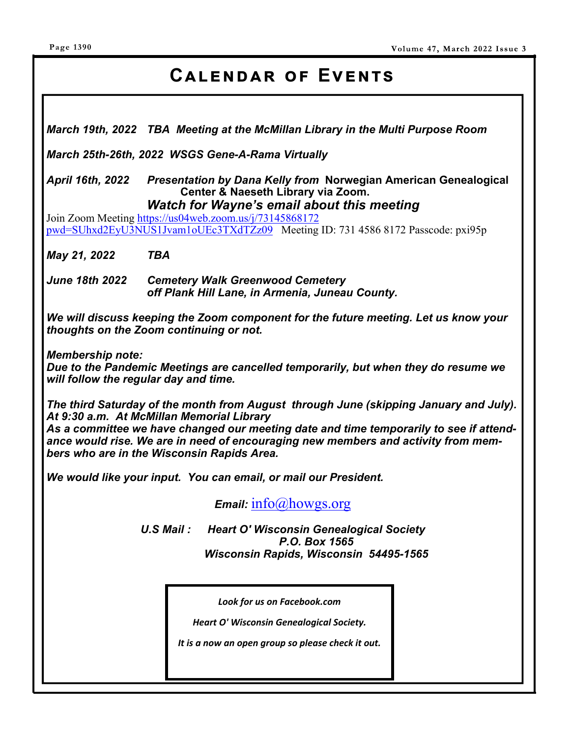# Calendar of Events

***March 19th, 2022 TBA Meeting at the McMillan Library in the Multi Purpose Room***

***March 25th-26th, 2022 WSGS Gene-A-Rama Virtually***

***April 16th, 2022*** ***Presentation by Dana Kelly from*** **Norwegian American Genealogical Center & Naeseth Library via Zoom.**

***Watch for Wayne's email about this meeting***

Join Zoom Meeting https://us04web.zoom.us/j/73145868172 pwd=SUhxd2EyU3NUS1Jvam1oUEc3TXdTZz09 Meeting ID: 731 4586 8172 Passcode: pxi95p

***May 21, 2022*** ***TBA***

***June 18th 2022*** ***Cemetery Walk Greenwood Cemetery off Plank Hill Lane, in Armenia, Juneau County.***

***We will discuss keeping the Zoom component for the future meeting. Let us know your thoughts on the Zoom continuing or not.***

***Membership note:***
***Due to the Pandemic Meetings are cancelled temporarily, but when they do resume we will follow the regular day and time.***

***The third Saturday of the month from August through June (skipping January and July). At 9:30 a.m. At McMillan Memorial Library***
***As a committee we have changed our meeting date and time temporarily to see if attendance would rise. We are in need of encouraging new members and activity from members who are in the Wisconsin Rapids Area.***

***We would like your input. You can email, or mail our President.***

***Email:*** info@howgs.org

***U.S Mail :*** ***Heart O' Wisconsin Genealogical Society***
***P.O. Box 1565***
***Wisconsin Rapids, Wisconsin 54495-1565***

*Look for us on Facebook.com*

*Heart O' Wisconsin Genealogical Society.*

*It is a now an open group so please check it out.*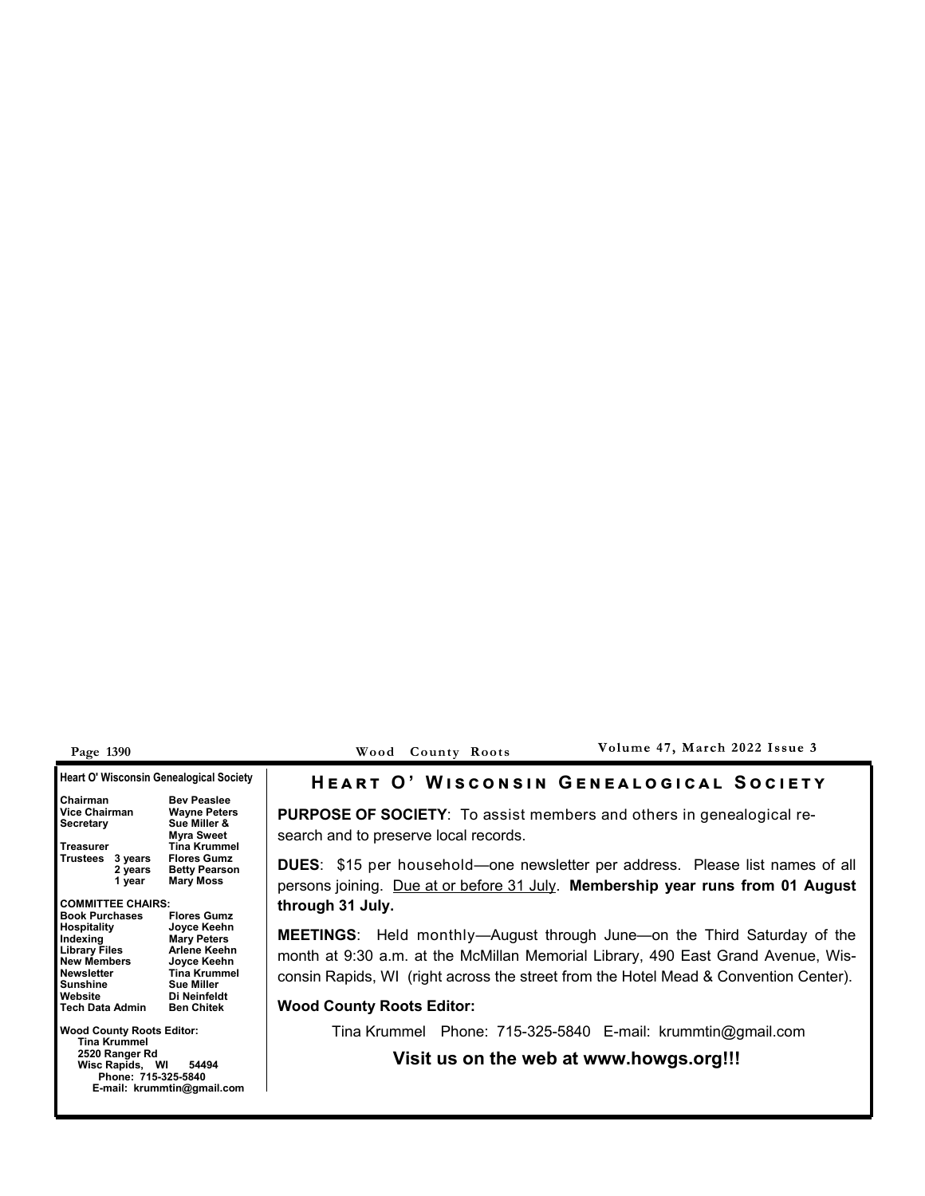**Heart O' Wisconsin Genealogical Society**

| | |
|---|---|
| **Chairman** | **Bev Peaslee** |
| **Vice Chairman** | **Wayne Peters** |
| **Secretary** | **Sue Miller & Myra Sweet** |
| **Treasurer** | **Tina Krummel** |
| **Trustees 3 years** | **Flores Gumz** |
| **2 years** | **Betty Pearson** |
| **1 year** | **Mary Moss** |

**COMMITTEE CHAIRS:**

| | |
|---|---|
| **Book Purchases** | **Flores Gumz** |
| **Hospitality** | **Joyce Keehn** |
| **Indexing** | **Mary Peters** |
| **Library Files** | **Arlene Keehn** |
| **New Members** | **Joyce Keehn** |
| **Newsletter** | **Tina Krummel** |
| **Sunshine** | **Sue Miller** |
| **Website** | **Di Neinfeldt** |
| **Tech Data Admin** | **Ben Chitek** |

**Wood County Roots Editor:**
**Tina Krummel**
**2520 Ranger Rd**
**Wisc Rapids, WI 54494**
**Phone: 715-325-5840**
**E-mail: krummtin@gmail.com**

## HEART O' WISCONSIN GENEALOGICAL SOCIETY

**PURPOSE OF SOCIETY**: To assist members and others in genealogical research and to preserve local records.

**DUES**: $15 per household—one newsletter per address. Please list names of all persons joining. Due at or before 31 July. **Membership year runs from 01 August through 31 July.**

**MEETINGS**: Held monthly—August through June—on the Third Saturday of the month at 9:30 a.m. at the McMillan Memorial Library, 490 East Grand Avenue, Wisconsin Rapids, WI (right across the street from the Hotel Mead & Convention Center).

**Wood County Roots Editor:**

Tina Krummel Phone: 715-325-5840 E-mail: krummtin@gmail.com

**Visit us on the web at www.howgs.org!!!**